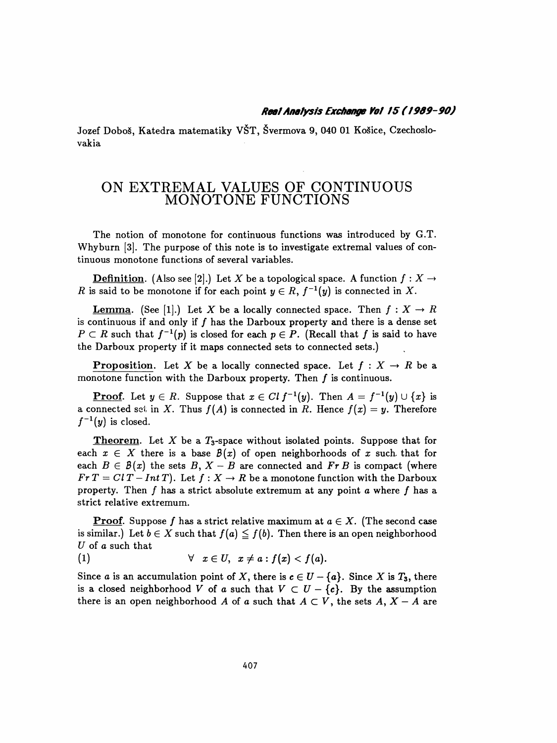Jozef Doboš, Katedra matematiky VŠT, Švermova 9, 040 01 Košice, Czechoslovakia

# ON EXTREMAL VALUES OF CONTINUOUS MONOTONE FUNCTIONS

The notion of monotone for continuous functions was introduced by G.T. Whyburn [3]. The purpose of this note is to investigate extremal values of continuous monotone functions of several variables.

**Definition**. (Also see [2].) Let $X$ be a topological space. A function $f : X \to R$ is said to be monotone if for each point $y \in R$, $f^{-1}(y)$ is connected in $X$.

**Lemma**. (See [1].) Let $X$ be a locally connected space. Then $f : X \to R$ is continuous if and only if $f$ has the Darboux property and there is a dense set $P \subset R$ such that $f^{-1}(p)$ is closed for each $p \in P$. (Recall that $f$ is said to have the Darboux property if it maps connected sets to connected sets.)

**Proposition**. Let $X$ be a locally connected space. Let $f : X \to R$ be a monotone function with the Darboux property. Then $f$ is continuous.

**Proof**. Let $y \in R$. Suppose that $x \in Cl\, f^{-1}(y)$. Then $A = f^{-1}(y) \cup \{x\}$ is a connected set in $X$. Thus $f(A)$ is connected in $R$. Hence $f(x) = y$. Therefore $f^{-1}(y)$ is closed.

**Theorem**. Let $X$ be a $T_3$-space without isolated points. Suppose that for each $x \in X$ there is a base $\mathcal{B}(x)$ of open neighborhoods of $x$ such that for each $B \in \mathcal{B}(x)$ the sets $B$, $X - B$ are connected and $Fr\, B$ is compact (where $Fr\, T = Cl\, T - Int\, T$). Let $f : X \to R$ be a monotone function with the Darboux property. Then $f$ has a strict absolute extremum at any point $a$ where $f$ has a strict relative extremum.

**Proof**. Suppose $f$ has a strict relative maximum at $a \in X$. (The second case is similar.) Let $b \in X$ such that $f(a) \leqq f(b)$. Then there is an open neighborhood $U$ of $a$ such that

$$(1) \qquad \forall \;\; x \in U, \;\; x \neq a : f(x) < f(a).$$

Since $a$ is an accumulation point of $X$, there is $c \in U - \{a\}$. Since $X$ is $T_3$, there is a closed neighborhood $V$ of $a$ such that $V \subset U - \{c\}$. By the assumption there is an open neighborhood $A$ of $a$ such that $A \subset V$, the sets $A$, $X - A$ are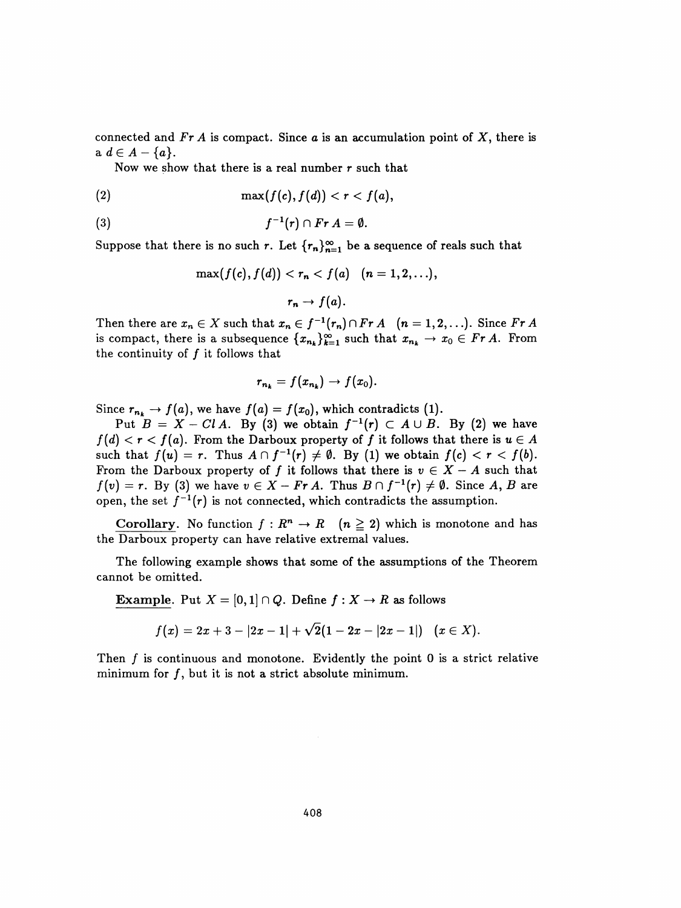connected and $Fr\,A$ is compact. Since $a$ is an accumulation point of $X$, there is a $d \in A - \{a\}$.

Now we show that there is a real number $r$ such that

$$\max(f(c), f(d)) < r < f(a), \tag{2}$$

$$f^{-1}(r) \cap Fr\,A = \emptyset. \tag{3}$$

Suppose that there is no such $r$. Let $\{r_n\}_{n=1}^{\infty}$ be a sequence of reals such that

$$\max(f(c), f(d)) < r_n < f(a) \quad (n = 1, 2, \ldots),$$

$$r_n \to f(a).$$

Then there are $x_n \in X$ such that $x_n \in f^{-1}(r_n) \cap Fr\,A \quad (n = 1, 2, \ldots)$. Since $Fr\,A$ is compact, there is a subsequence $\{x_{n_k}\}_{k=1}^{\infty}$ such that $x_{n_k} \to x_0 \in Fr\,A$. From the continuity of $f$ it follows that

$$r_{n_k} = f(x_{n_k}) \to f(x_0).$$

Since $r_{n_k} \to f(a)$, we have $f(a) = f(x_0)$, which contradicts (1).

Put $B = X - Cl\,A$. By (3) we obtain $f^{-1}(r) \subset A \cup B$. By (2) we have $f(d) < r < f(a)$. From the Darboux property of $f$ it follows that there is $u \in A$ such that $f(u) = r$. Thus $A \cap f^{-1}(r) \neq \emptyset$. By (1) we obtain $f(c) < r < f(b)$. From the Darboux property of $f$ it follows that there is $v \in X - A$ such that $f(v) = r$. By (3) we have $v \in X - Fr\,A$. Thus $B \cap f^{-1}(r) \neq \emptyset$. Since $A$, $B$ are open, the set $f^{-1}(r)$ is not connected, which contradicts the assumption.

**Corollary**. No function $f : R^n \to R \quad (n \geqq 2)$ which is monotone and has the Darboux property can have relative extremal values.

The following example shows that some of the assumptions of the Theorem cannot be omitted.

**Example**. Put $X = [0, 1] \cap Q$. Define $f : X \to R$ as follows

$$f(x) = 2x + 3 - |2x - 1| + \sqrt{2}(1 - 2x - |2x - 1|) \quad (x \in X).$$

Then $f$ is continuous and monotone. Evidently the point 0 is a strict relative minimum for $f$, but it is not a strict absolute minimum.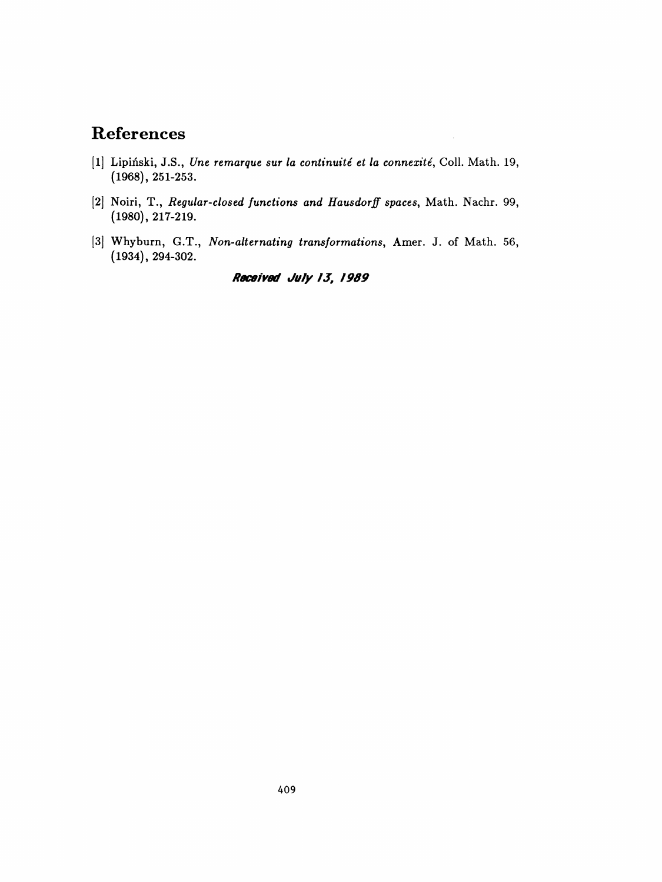## References

[1] Lipiński, J.S., *Une remarque sur la continuité et la connexité*, Coll. Math. 19, (1968), 251-253.

[2] Noiri, T., *Regular-closed functions and Hausdorff spaces*, Math. Nachr. 99, (1980), 217-219.

[3] Whyburn, G.T., *Non-alternating transformations*, Amer. J. of Math. 56, (1934), 294-302.

***Received July 13, 1989***